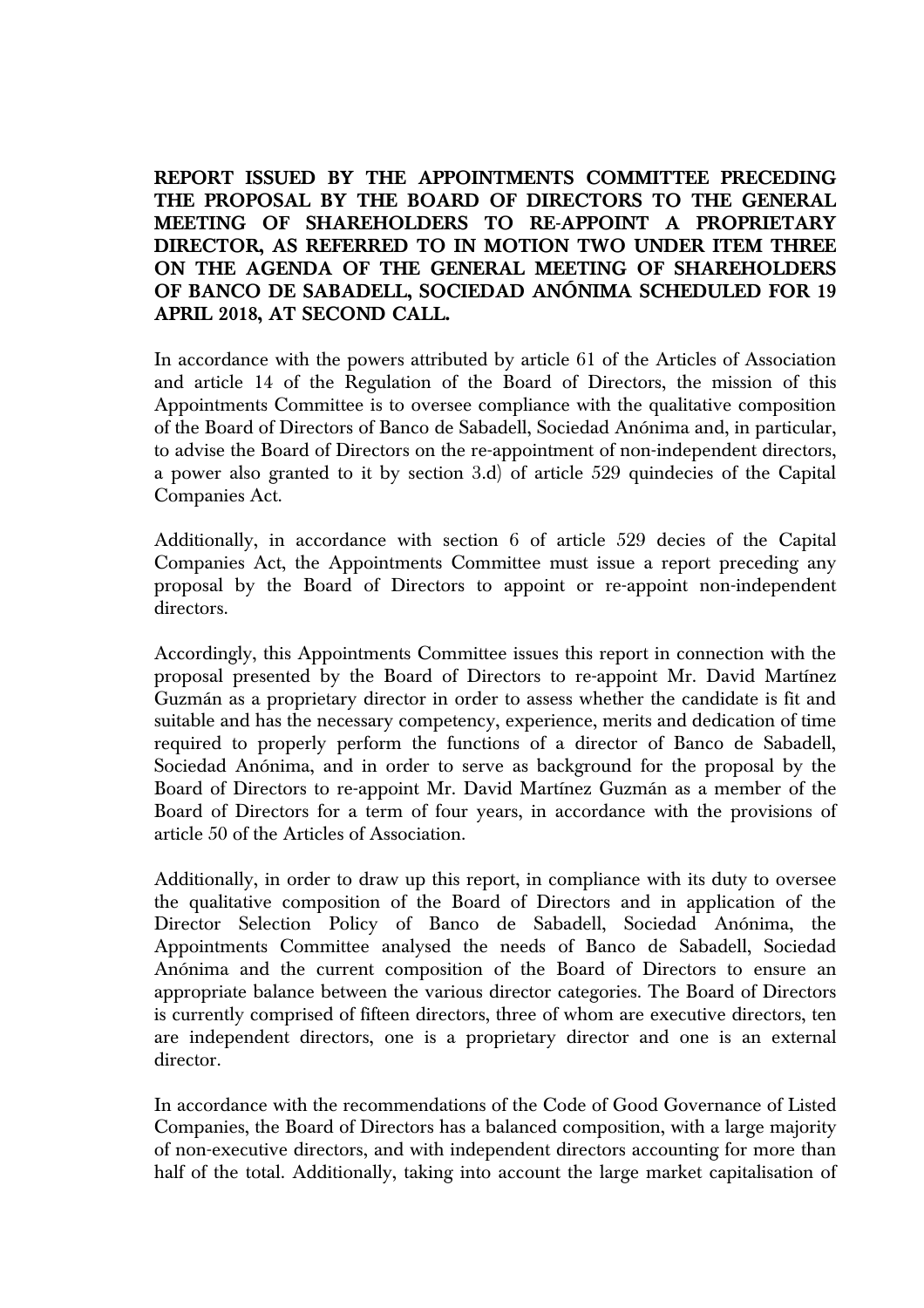**REPORT ISSUED BY THE APPOINTMENTS COMMITTEE PRECEDING THE PROPOSAL BY THE BOARD OF DIRECTORS TO THE GENERAL MEETING OF SHAREHOLDERS TO RE-APPOINT A PROPRIETARY DIRECTOR, AS REFERRED TO IN MOTION TWO UNDER ITEM THREE ON THE AGENDA OF THE GENERAL MEETING OF SHAREHOLDERS OF BANCO DE SABADELL, SOCIEDAD ANÓNIMA SCHEDULED FOR 19 APRIL 2018, AT SECOND CALL.**

In accordance with the powers attributed by article 61 of the Articles of Association and article 14 of the Regulation of the Board of Directors, the mission of this Appointments Committee is to oversee compliance with the qualitative composition of the Board of Directors of Banco de Sabadell, Sociedad Anónima and, in particular, to advise the Board of Directors on the re-appointment of non-independent directors, a power also granted to it by section 3.d) of article 529 quindecies of the Capital Companies Act.

Additionally, in accordance with section 6 of article 529 decies of the Capital Companies Act, the Appointments Committee must issue a report preceding any proposal by the Board of Directors to appoint or re-appoint non-independent directors.

Accordingly, this Appointments Committee issues this report in connection with the proposal presented by the Board of Directors to re-appoint Mr. David Martínez Guzmán as a proprietary director in order to assess whether the candidate is fit and suitable and has the necessary competency, experience, merits and dedication of time required to properly perform the functions of a director of Banco de Sabadell, Sociedad Anónima, and in order to serve as background for the proposal by the Board of Directors to re-appoint Mr. David Martínez Guzmán as a member of the Board of Directors for a term of four years, in accordance with the provisions of article 50 of the Articles of Association.

Additionally, in order to draw up this report, in compliance with its duty to oversee the qualitative composition of the Board of Directors and in application of the Director Selection Policy of Banco de Sabadell, Sociedad Anónima, the Appointments Committee analysed the needs of Banco de Sabadell, Sociedad Anónima and the current composition of the Board of Directors to ensure an appropriate balance between the various director categories. The Board of Directors is currently comprised of fifteen directors, three of whom are executive directors, ten are independent directors, one is a proprietary director and one is an external director.

In accordance with the recommendations of the Code of Good Governance of Listed Companies, the Board of Directors has a balanced composition, with a large majority of non-executive directors, and with independent directors accounting for more than half of the total. Additionally, taking into account the large market capitalisation of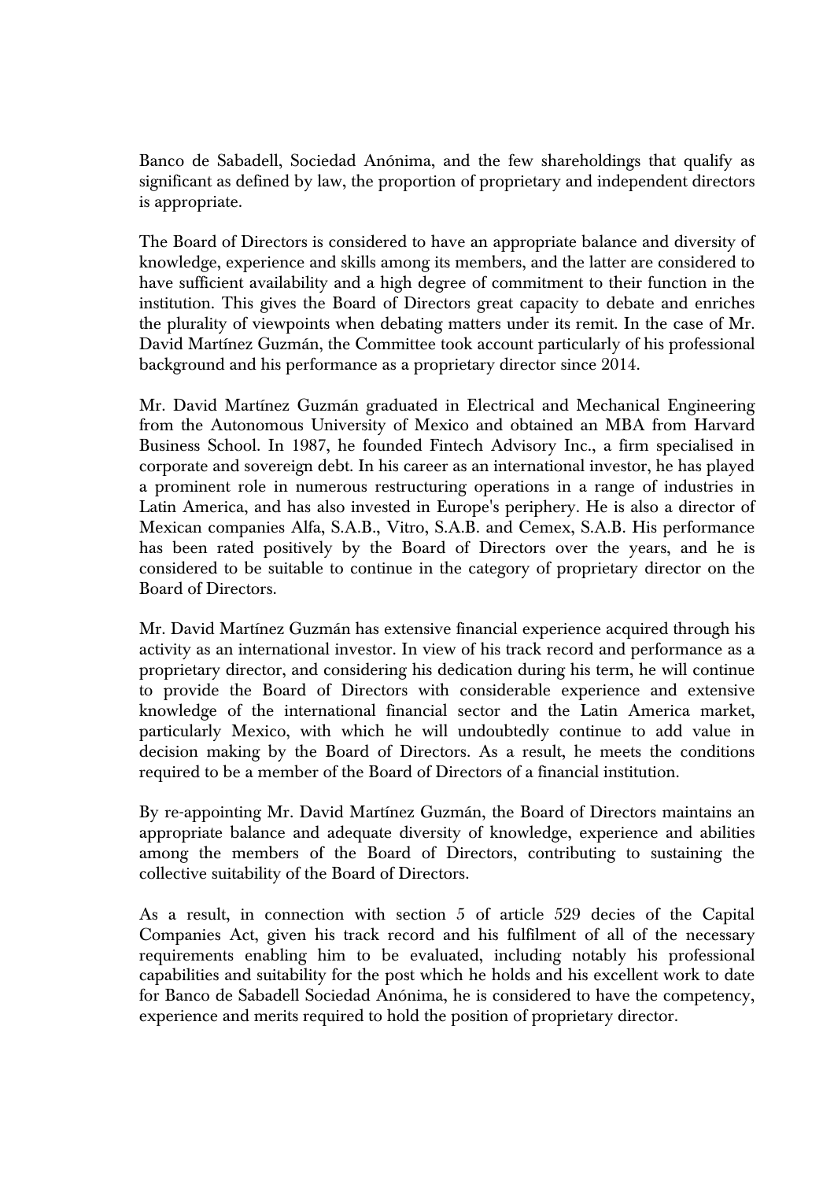Banco de Sabadell, Sociedad Anónima, and the few shareholdings that qualify as significant as defined by law, the proportion of proprietary and independent directors is appropriate.

The Board of Directors is considered to have an appropriate balance and diversity of knowledge, experience and skills among its members, and the latter are considered to have sufficient availability and a high degree of commitment to their function in the institution. This gives the Board of Directors great capacity to debate and enriches the plurality of viewpoints when debating matters under its remit. In the case of Mr. David Martínez Guzmán, the Committee took account particularly of his professional background and his performance as a proprietary director since 2014.

Mr. David Martínez Guzmán graduated in Electrical and Mechanical Engineering from the Autonomous University of Mexico and obtained an MBA from Harvard Business School. In 1987, he founded Fintech Advisory Inc., a firm specialised in corporate and sovereign debt. In his career as an international investor, he has played a prominent role in numerous restructuring operations in a range of industries in Latin America, and has also invested in Europe's periphery. He is also a director of Mexican companies Alfa, S.A.B., Vitro, S.A.B. and Cemex, S.A.B. His performance has been rated positively by the Board of Directors over the years, and he is considered to be suitable to continue in the category of proprietary director on the Board of Directors.

Mr. David Martínez Guzmán has extensive financial experience acquired through his activity as an international investor. In view of his track record and performance as a proprietary director, and considering his dedication during his term, he will continue to provide the Board of Directors with considerable experience and extensive knowledge of the international financial sector and the Latin America market, particularly Mexico, with which he will undoubtedly continue to add value in decision making by the Board of Directors. As a result, he meets the conditions required to be a member of the Board of Directors of a financial institution.

By re-appointing Mr. David Martínez Guzmán, the Board of Directors maintains an appropriate balance and adequate diversity of knowledge, experience and abilities among the members of the Board of Directors, contributing to sustaining the collective suitability of the Board of Directors.

As a result, in connection with section 5 of article 529 decies of the Capital Companies Act, given his track record and his fulfilment of all of the necessary requirements enabling him to be evaluated, including notably his professional capabilities and suitability for the post which he holds and his excellent work to date for Banco de Sabadell Sociedad Anónima, he is considered to have the competency, experience and merits required to hold the position of proprietary director.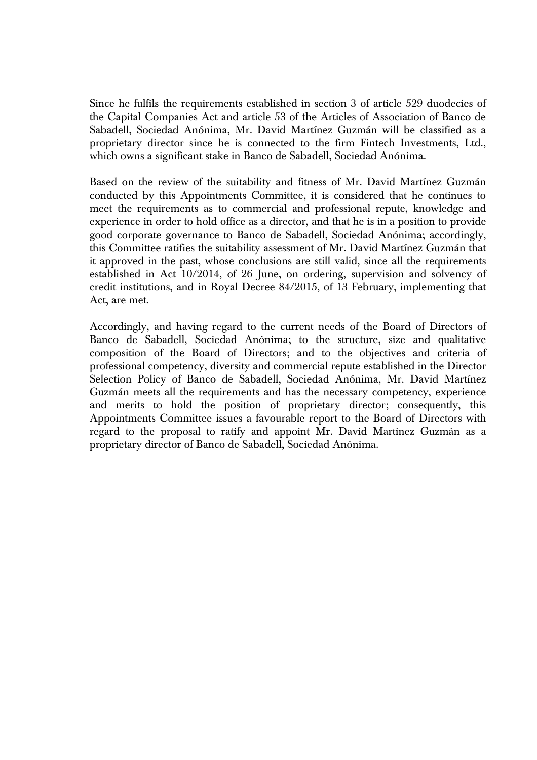Since he fulfils the requirements established in section 3 of article 529 duodecies of the Capital Companies Act and article 53 of the Articles of Association of Banco de Sabadell, Sociedad Anónima, Mr. David Martínez Guzmán will be classified as a proprietary director since he is connected to the firm Fintech Investments, Ltd., which owns a significant stake in Banco de Sabadell, Sociedad Anónima.

Based on the review of the suitability and fitness of Mr. David Martínez Guzmán conducted by this Appointments Committee, it is considered that he continues to meet the requirements as to commercial and professional repute, knowledge and experience in order to hold office as a director, and that he is in a position to provide good corporate governance to Banco de Sabadell, Sociedad Anónima; accordingly, this Committee ratifies the suitability assessment of Mr. David Martínez Guzmán that it approved in the past, whose conclusions are still valid, since all the requirements established in Act 10/2014, of 26 June, on ordering, supervision and solvency of credit institutions, and in Royal Decree 84/2015, of 13 February, implementing that Act, are met.

Accordingly, and having regard to the current needs of the Board of Directors of Banco de Sabadell, Sociedad Anónima; to the structure, size and qualitative composition of the Board of Directors; and to the objectives and criteria of professional competency, diversity and commercial repute established in the Director Selection Policy of Banco de Sabadell, Sociedad Anónima, Mr. David Martínez Guzmán meets all the requirements and has the necessary competency, experience and merits to hold the position of proprietary director; consequently, this Appointments Committee issues a favourable report to the Board of Directors with regard to the proposal to ratify and appoint Mr. David Martínez Guzmán as a proprietary director of Banco de Sabadell, Sociedad Anónima.